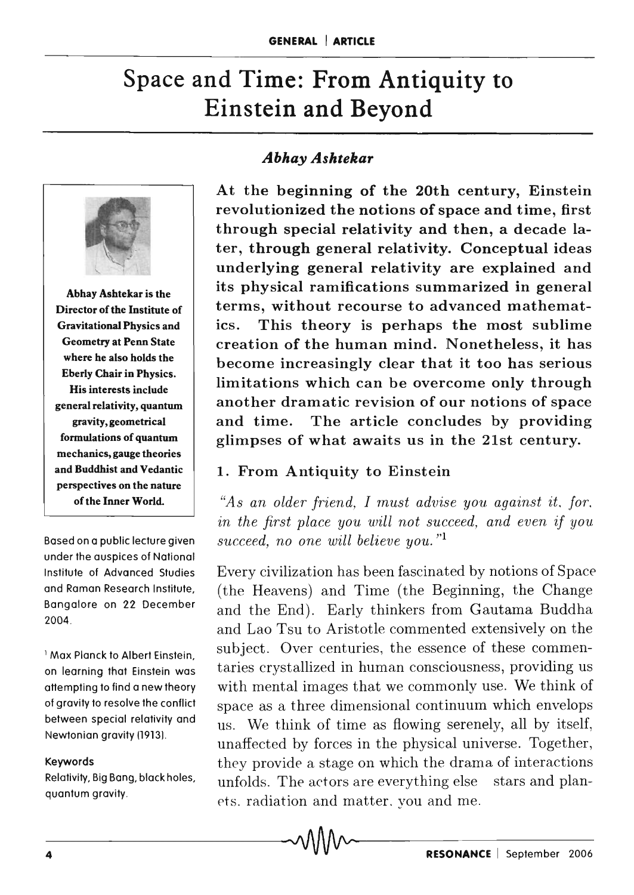GENERAL | ARTICLE

# Space and Time: From Antiquity to Einstein and Beyond

*Abhay Ashtekar*

Abhay Ashtekar is the Director of the Institute of Gravitational Physics and Geometry at Penn State where he also holds the Eberly Chair in Physics. His interests include general relativity, quantum gravity, geometrical formulations of quantum mechanics, gauge theories and Buddhist and Vedantic perspectives on the nature of the Inner World.

Based on a public lecture given under the auspices of National Institute of Advanced Studies and Raman Research Institute, Bangalore on 22 December 2004.

[1] Max Planck to Albert Einstein, on learning that Einstein was attempting to find a new theory of gravity to resolve the conflict between special relativity and Newtonian gravity (1913).

**Keywords**

Relativity, Big Bang, black holes, quantum gravity.

**At the beginning of the 20th century, Einstein revolutionized the notions of space and time, first through special relativity and then, a decade later, through general relativity. Conceptual ideas underlying general relativity are explained and its physical ramifications summarized in general terms, without recourse to advanced mathematics. This theory is perhaps the most sublime creation of the human mind. Nonetheless, it has become increasingly clear that it too has serious limitations which can be overcome only through another dramatic revision of our notions of space and time. The article concludes by providing glimpses of what awaits us in the 21st century.**

## 1. From Antiquity to Einstein

*"As an older friend, I must advise you against it, for, in the first place you will not succeed, and even if you succeed, no one will believe you."*[1]

Every civilization has been fascinated by notions of Space (the Heavens) and Time (the Beginning, the Change and the End). Early thinkers from Gautama Buddha and Lao Tsu to Aristotle commented extensively on the subject. Over centuries, the essence of these commentaries crystallized in human consciousness, providing us with mental images that we commonly use. We think of space as a three dimensional continuum which envelops us. We think of time as flowing serenely, all by itself, unaffected by forces in the physical universe. Together, they provide a stage on which the drama of interactions unfolds. The actors are everything else stars and planets, radiation and matter, you and me.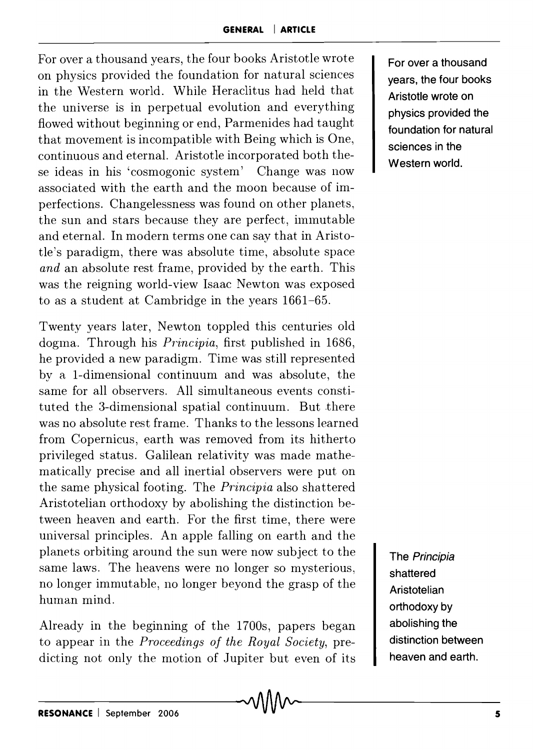For over a thousand years, the four books Aristotle wrote on physics provided the foundation for natural sciences in the Western world. While Heraclitus had held that the universe is in perpetual evolution and everything flowed without beginning or end, Parmenides had taught that movement is incompatible with Being which is One, continuous and eternal. Aristotle incorporated both these ideas in his 'cosmogonic system' Change was now associated with the earth and the moon because of imperfections. Changelessness was found on other planets, the sun and stars because they are perfect, immutable and eternal. In modern terms one can say that in Aristotle's paradigm, there was absolute time, absolute space *and* an absolute rest frame, provided by the earth. This was the reigning world-view Isaac Newton was exposed to as a student at Cambridge in the years 1661–65.

For over a thousand years, the four books Aristotle wrote on physics provided the foundation for natural sciences in the Western world.

Twenty years later, Newton toppled this centuries old dogma. Through his *Principia*, first published in 1686, he provided a new paradigm. Time was still represented by a 1-dimensional continuum and was absolute, the same for all observers. All simultaneous events constituted the 3-dimensional spatial continuum. But there was no absolute rest frame. Thanks to the lessons learned from Copernicus, earth was removed from its hitherto privileged status. Galilean relativity was made mathematically precise and all inertial observers were put on the same physical footing. The *Principia* also shattered Aristotelian orthodoxy by abolishing the distinction between heaven and earth. For the first time, there were universal principles. An apple falling on earth and the planets orbiting around the sun were now subject to the same laws. The heavens were no longer so mysterious, no longer immutable, no longer beyond the grasp of the human mind.

The *Principia* shattered Aristotelian orthodoxy by abolishing the distinction between heaven and earth.

Already in the beginning of the 1700s, papers began to appear in the *Proceedings of the Royal Society*, predicting not only the motion of Jupiter but even of its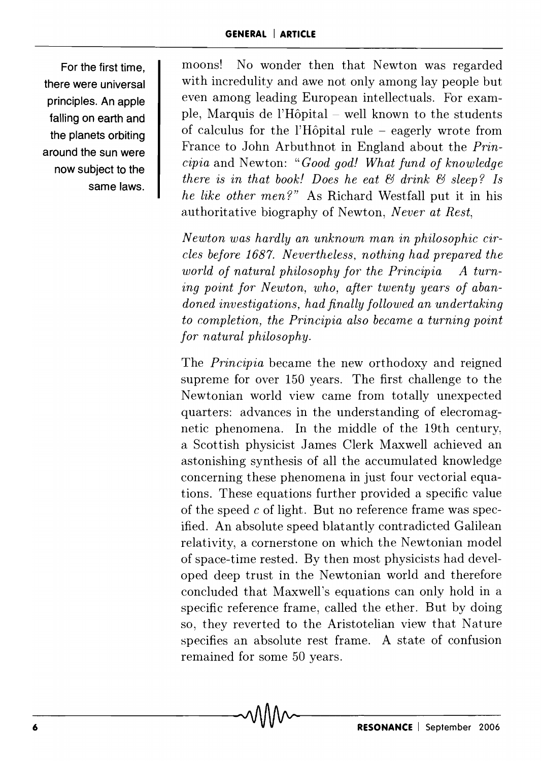For the first time, there were universal principles. An apple falling on earth and the planets orbiting around the sun were now subject to the same laws.

moons! No wonder then that Newton was regarded with incredulity and awe not only among lay people but even among leading European intellectuals. For example, Marquis de l'Hôpital – well known to the students of calculus for the l'Hôpital rule – eagerly wrote from France to John Arbuthnot in England about the *Principia* and Newton: "*Good god! What fund of knowledge there is in that book! Does he eat & drink & sleep? Is he like other men?*" As Richard Westfall put it in his authoritative biography of Newton, *Never at Rest*,

*Newton was hardly an unknown man in philosophic circles before 1687. Nevertheless, nothing had prepared the world of natural philosophy for the Principia A turning point for Newton, who, after twenty years of abandoned investigations, had finally followed an undertaking to completion, the Principia also became a turning point for natural philosophy.*

The *Principia* became the new orthodoxy and reigned supreme for over 150 years. The first challenge to the Newtonian world view came from totally unexpected quarters: advances in the understanding of elecromagnetic phenomena. In the middle of the 19th century, a Scottish physicist James Clerk Maxwell achieved an astonishing synthesis of all the accumulated knowledge concerning these phenomena in just four vectorial equations. These equations further provided a specific value of the speed $c$ of light. But no reference frame was specified. An absolute speed blatantly contradicted Galilean relativity, a cornerstone on which the Newtonian model of space-time rested. By then most physicists had developed deep trust in the Newtonian world and therefore concluded that Maxwell's equations can only hold in a specific reference frame, called the ether. But by doing so, they reverted to the Aristotelian view that Nature specifies an absolute rest frame. A state of confusion remained for some 50 years.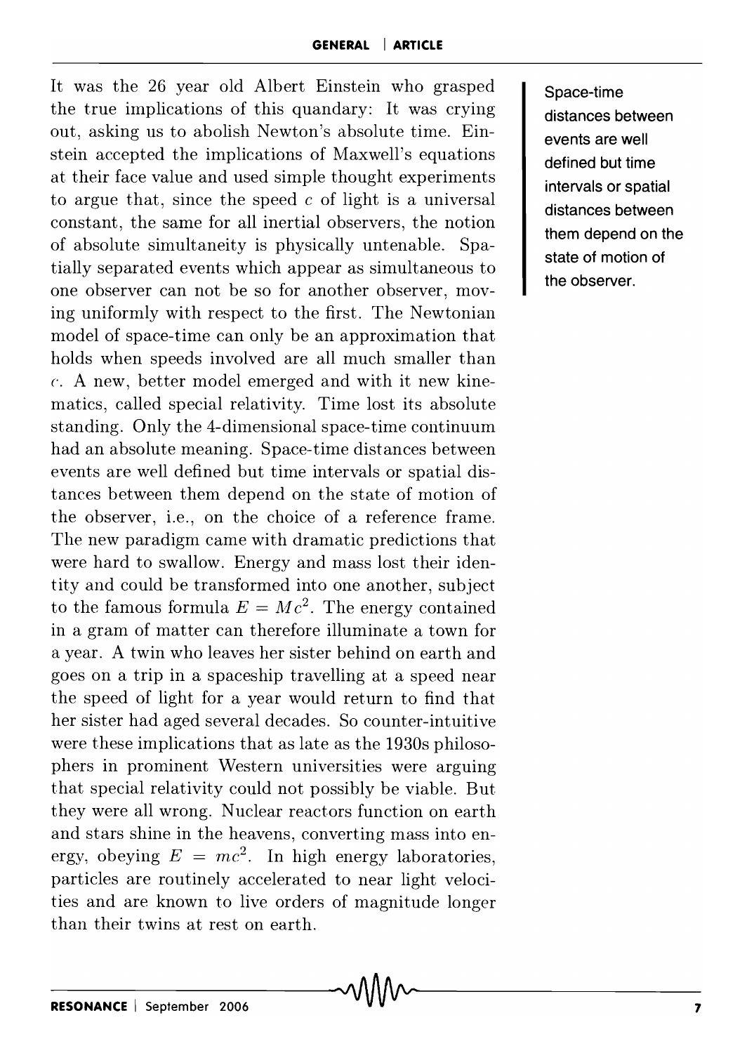It was the 26 year old Albert Einstein who grasped the true implications of this quandary: It was crying out, asking us to abolish Newton's absolute time. Einstein accepted the implications of Maxwell's equations at their face value and used simple thought experiments to argue that, since the speed $c$ of light is a universal constant, the same for all inertial observers, the notion of absolute simultaneity is physically untenable. Spatially separated events which appear as simultaneous to one observer can not be so for another observer, moving uniformly with respect to the first. The Newtonian model of space-time can only be an approximation that holds when speeds involved are all much smaller than $c$. A new, better model emerged and with it new kinematics, called special relativity. Time lost its absolute standing. Only the 4-dimensional space-time continuum had an absolute meaning. Space-time distances between events are well defined but time intervals or spatial distances between them depend on the state of motion of the observer, i.e., on the choice of a reference frame. The new paradigm came with dramatic predictions that were hard to swallow. Energy and mass lost their identity and could be transformed into one another, subject to the famous formula $E = Mc^2$. The energy contained in a gram of matter can therefore illuminate a town for a year. A twin who leaves her sister behind on earth and goes on a trip in a spaceship travelling at a speed near the speed of light for a year would return to find that her sister had aged several decades. So counter-intuitive were these implications that as late as the 1930s philosophers in prominent Western universities were arguing that special relativity could not possibly be viable. But they were all wrong. Nuclear reactors function on earth and stars shine in the heavens, converting mass into energy, obeying $E = mc^2$. In high energy laboratories, particles are routinely accelerated to near light velocities and are known to live orders of magnitude longer than their twins at rest on earth.

Space-time distances between events are well defined but time intervals or spatial distances between them depend on the state of motion of the observer.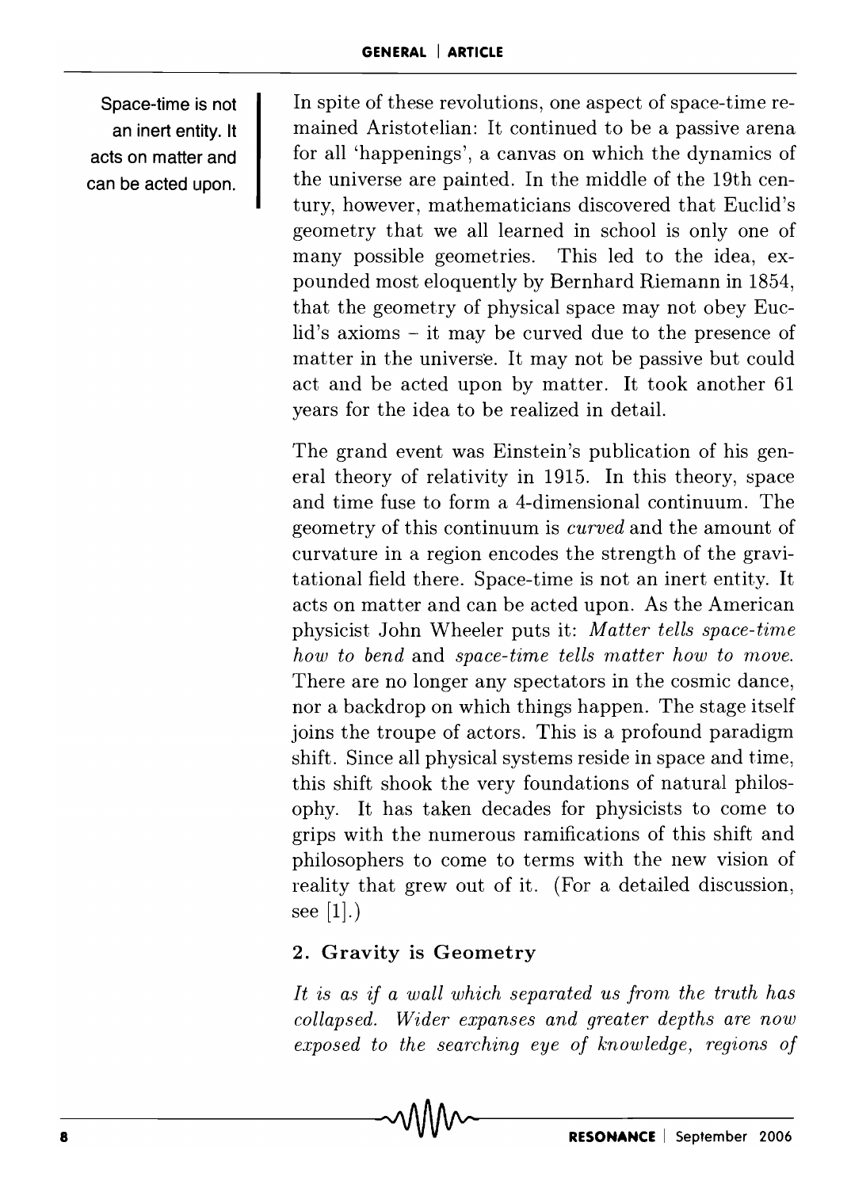Space-time is not an inert entity. It acts on matter and can be acted upon.

In spite of these revolutions, one aspect of space-time remained Aristotelian: It continued to be a passive arena for all 'happenings', a canvas on which the dynamics of the universe are painted. In the middle of the 19th century, however, mathematicians discovered that Euclid's geometry that we all learned in school is only one of many possible geometries. This led to the idea, expounded most eloquently by Bernhard Riemann in 1854, that the geometry of physical space may not obey Euclid's axioms – it may be curved due to the presence of matter in the universe. It may not be passive but could act and be acted upon by matter. It took another 61 years for the idea to be realized in detail.

The grand event was Einstein's publication of his general theory of relativity in 1915. In this theory, space and time fuse to form a 4-dimensional continuum. The geometry of this continuum is *curved* and the amount of curvature in a region encodes the strength of the gravitational field there. Space-time is not an inert entity. It acts on matter and can be acted upon. As the American physicist John Wheeler puts it: *Matter tells space-time how to bend* and *space-time tells matter how to move.* There are no longer any spectators in the cosmic dance, nor a backdrop on which things happen. The stage itself joins the troupe of actors. This is a profound paradigm shift. Since all physical systems reside in space and time, this shift shook the very foundations of natural philosophy. It has taken decades for physicists to come to grips with the numerous ramifications of this shift and philosophers to come to terms with the new vision of reality that grew out of it. (For a detailed discussion, see [1].)

## 2. Gravity is Geometry

*It is as if a wall which separated us from the truth has collapsed. Wider expanses and greater depths are now exposed to the searching eye of knowledge, regions of*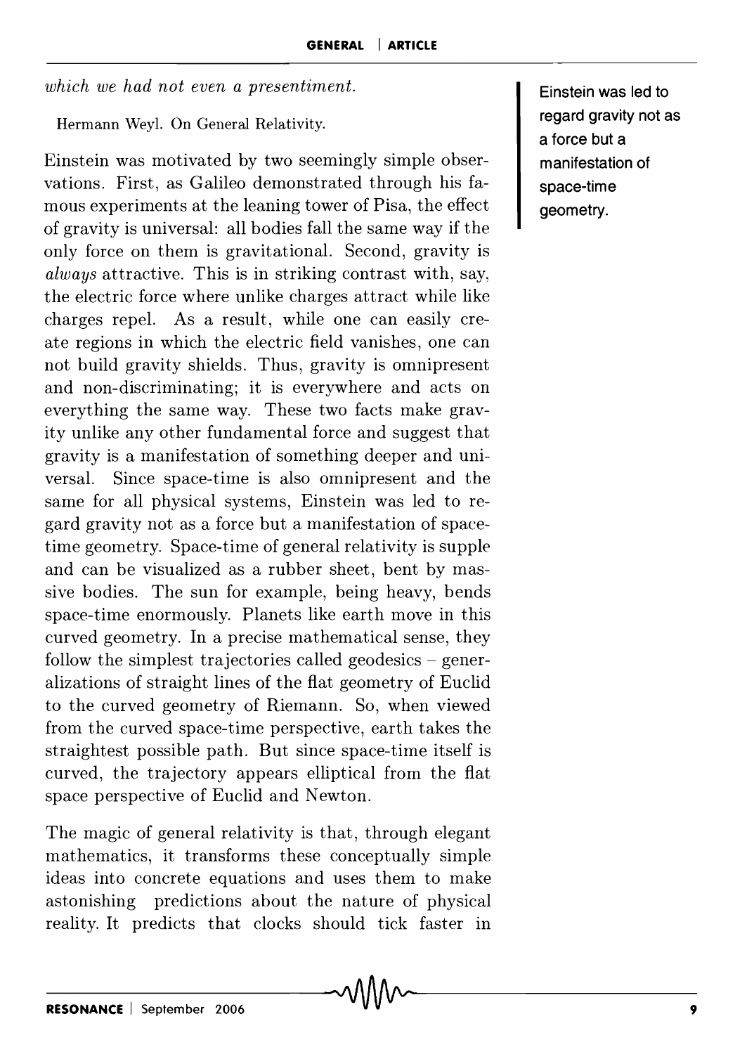*which we had not even a presentiment.*

Hermann Weyl. On General Relativity.

Einstein was motivated by two seemingly simple observations. First, as Galileo demonstrated through his famous experiments at the leaning tower of Pisa, the effect of gravity is universal: all bodies fall the same way if the only force on them is gravitational. Second, gravity is *always* attractive. This is in striking contrast with, say, the electric force where unlike charges attract while like charges repel. As a result, while one can easily create regions in which the electric field vanishes, one can not build gravity shields. Thus, gravity is omnipresent and non-discriminating; it is everywhere and acts on everything the same way. These two facts make gravity unlike any other fundamental force and suggest that gravity is a manifestation of something deeper and universal. Since space-time is also omnipresent and the same for all physical systems, Einstein was led to regard gravity not as a force but a manifestation of space-time geometry. Space-time of general relativity is supple and can be visualized as a rubber sheet, bent by massive bodies. The sun for example, being heavy, bends space-time enormously. Planets like earth move in this curved geometry. In a precise mathematical sense, they follow the simplest trajectories called geodesics – generalizations of straight lines of the flat geometry of Euclid to the curved geometry of Riemann. So, when viewed from the curved space-time perspective, earth takes the straightest possible path. But since space-time itself is curved, the trajectory appears elliptical from the flat space perspective of Euclid and Newton.

**Einstein was led to regard gravity not as a force but a manifestation of space-time geometry.**

The magic of general relativity is that, through elegant mathematics, it transforms these conceptually simple ideas into concrete equations and uses them to make astonishing predictions about the nature of physical reality. It predicts that clocks should tick faster in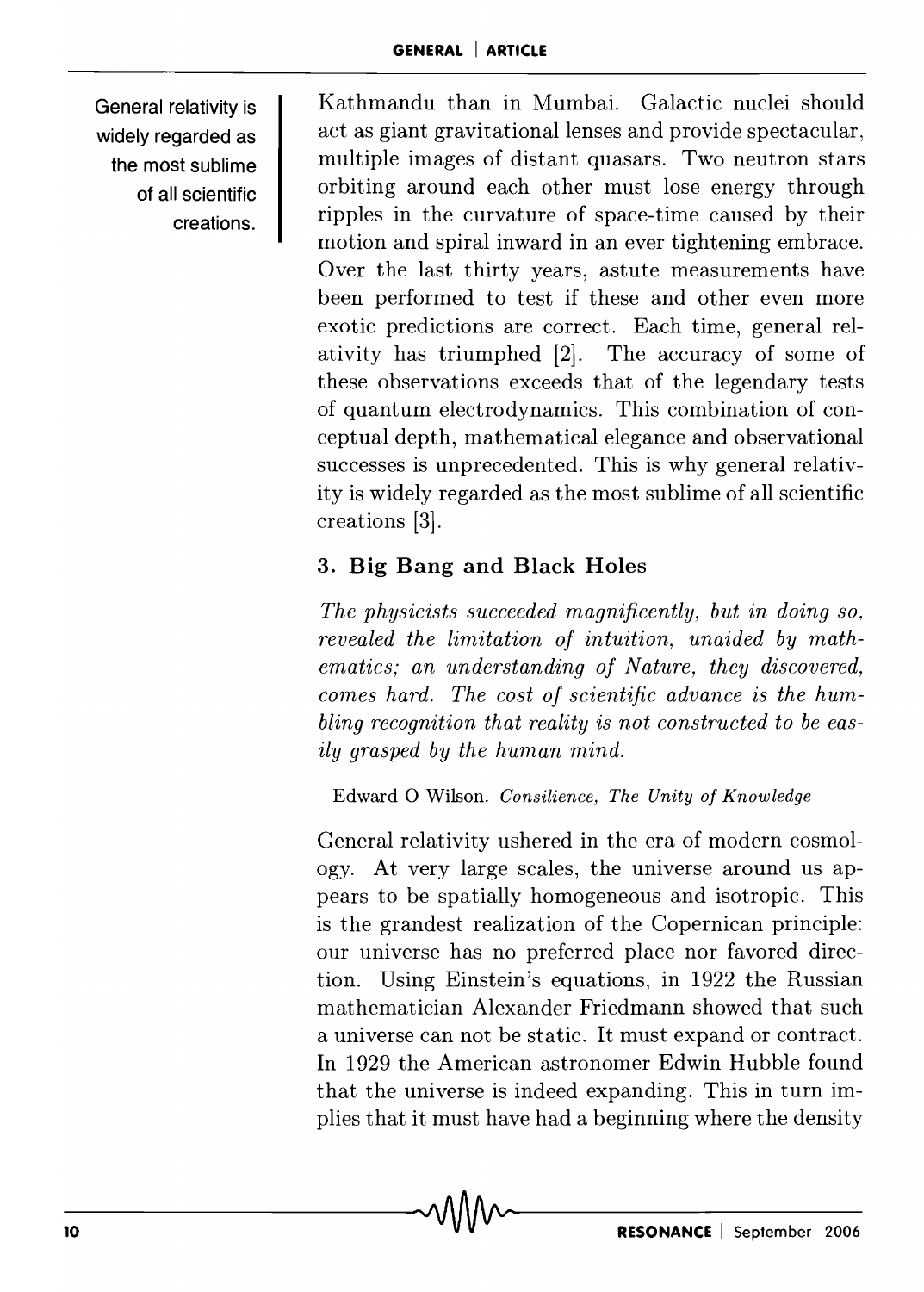Kathmandu than in Mumbai. Galactic nuclei should act as giant gravitational lenses and provide spectacular, multiple images of distant quasars. Two neutron stars orbiting around each other must lose energy through ripples in the curvature of space-time caused by their motion and spiral inward in an ever tightening embrace. Over the last thirty years, astute measurements have been performed to test if these and other even more exotic predictions are correct. Each time, general relativity has triumphed [2]. The accuracy of some of these observations exceeds that of the legendary tests of quantum electrodynamics. This combination of conceptual depth, mathematical elegance and observational successes is unprecedented. This is why general relativity is widely regarded as the most sublime of all scientific creations [3].

General relativity is widely regarded as the most sublime of all scientific creations.

### 3. Big Bang and Black Holes

*The physicists succeeded magnificently, but in doing so, revealed the limitation of intuition, unaided by mathematics; an understanding of Nature, they discovered, comes hard. The cost of scientific advance is the humbling recognition that reality is not constructed to be easily grasped by the human mind.*

Edward O Wilson. *Consilience, The Unity of Knowledge*

General relativity ushered in the era of modern cosmology. At very large scales, the universe around us appears to be spatially homogeneous and isotropic. This is the grandest realization of the Copernican principle: our universe has no preferred place nor favored direction. Using Einstein's equations, in 1922 the Russian mathematician Alexander Friedmann showed that such a universe can not be static. It must expand or contract. In 1929 the American astronomer Edwin Hubble found that the universe is indeed expanding. This in turn implies that it must have had a beginning where the density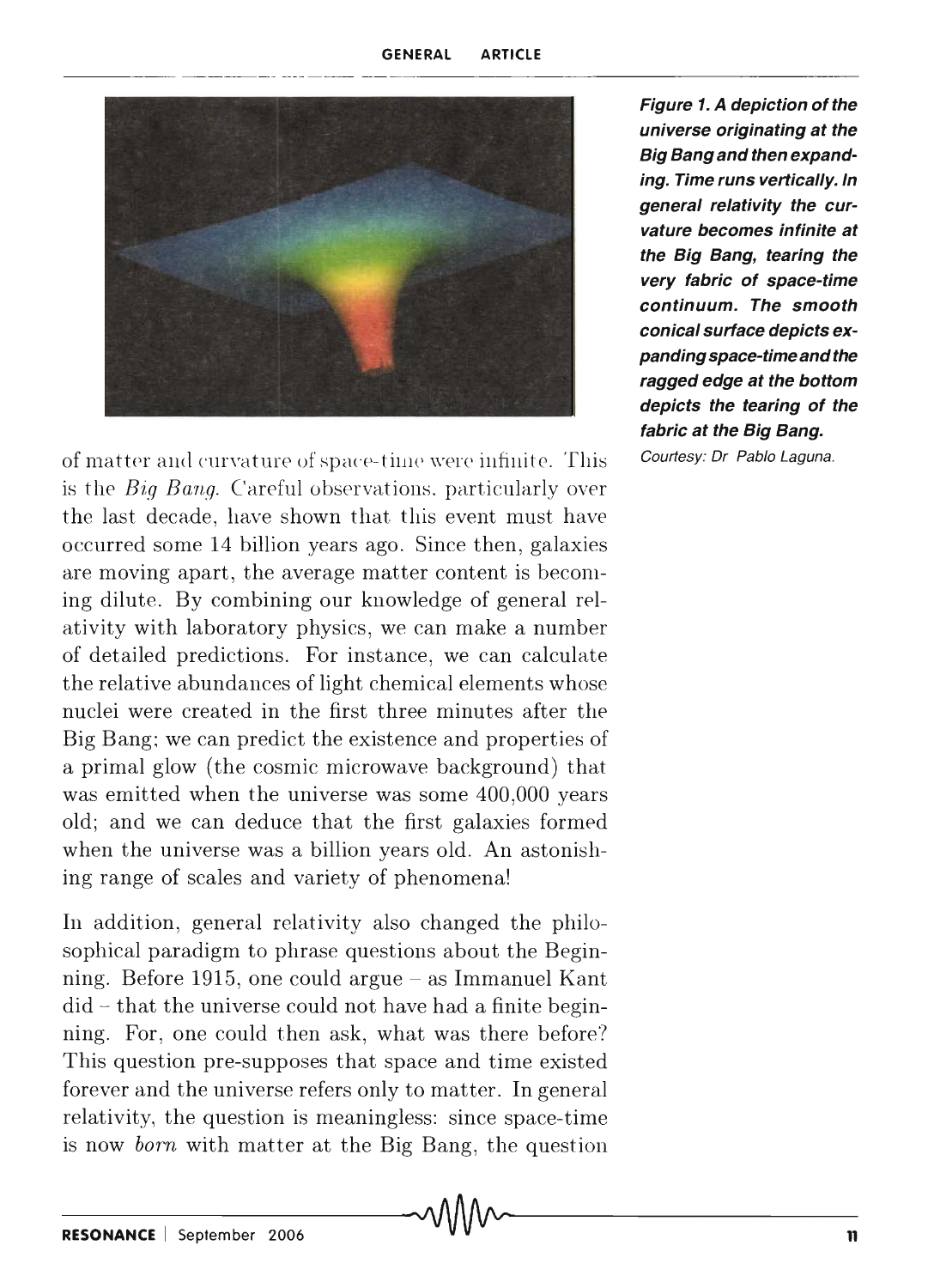of matter and curvature of space-time were infinite. This is the *Big Bang*. Careful observations, particularly over the last decade, have shown that this event must have occurred some 14 billion years ago. Since then, galaxies are moving apart, the average matter content is becoming dilute. By combining our knowledge of general relativity with laboratory physics, we can make a number of detailed predictions. For instance, we can calculate the relative abundances of light chemical elements whose nuclei were created in the first three minutes after the Big Bang; we can predict the existence and properties of a primal glow (the cosmic microwave background) that was emitted when the universe was some 400,000 years old; and we can deduce that the first galaxies formed when the universe was a billion years old. An astonishing range of scales and variety of phenomena!

**Figure 1. A depiction of the universe originating at the Big Bang and then expanding. Time runs vertically. In general relativity the curvature becomes infinite at the Big Bang, tearing the very fabric of space-time continuum. The smooth conical surface depicts expanding space-time and the ragged edge at the bottom depicts the tearing of the fabric at the Big Bang.**

*Courtesy: Dr Pablo Laguna.*

In addition, general relativity also changed the philosophical paradigm to phrase questions about the Beginning. Before 1915, one could argue – as Immanuel Kant did – that the universe could not have had a finite beginning. For, one could then ask, what was there before? This question pre-supposes that space and time existed forever and the universe refers only to matter. In general relativity, the question is meaningless: since space-time is now *born* with matter at the Big Bang, the question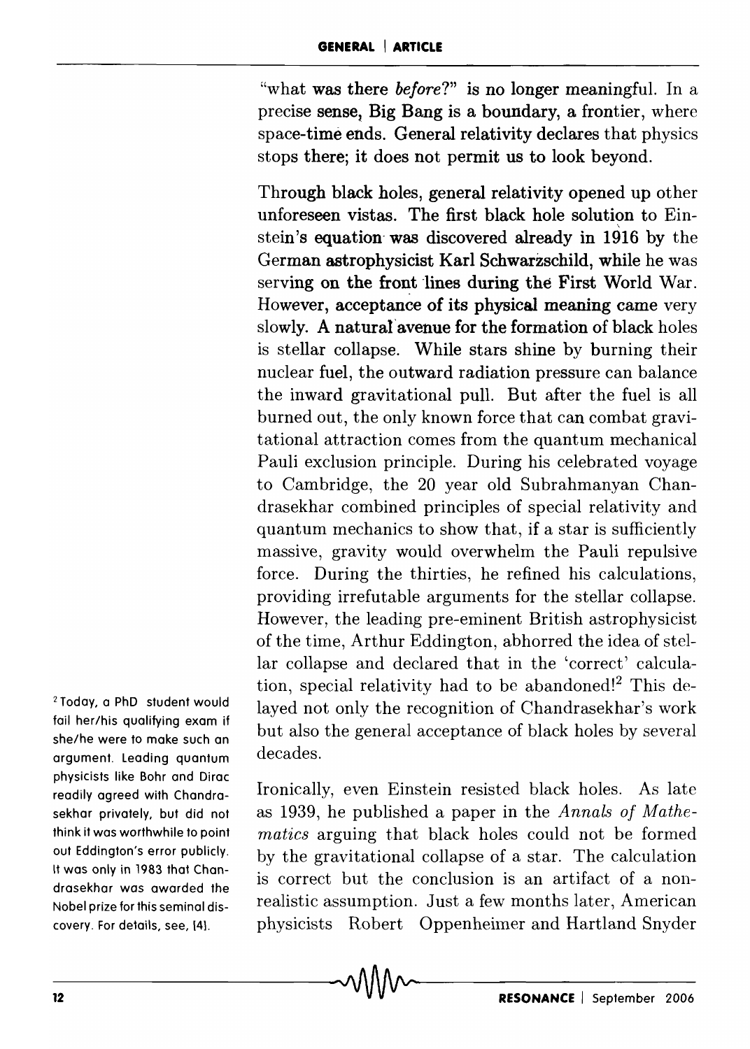"what was there *before*?" is no longer meaningful. In a precise sense, Big Bang is a boundary, a frontier, where space-time ends. General relativity declares that physics stops there; it does not permit us to look beyond.

Through black holes, general relativity opened up other unforeseen vistas. The first black hole solution to Einstein's equation was discovered already in 1916 by the German astrophysicist Karl Schwarzschild, while he was serving on the front lines during the First World War. However, acceptance of its physical meaning came very slowly. A natural avenue for the formation of black holes is stellar collapse. While stars shine by burning their nuclear fuel, the outward radiation pressure can balance the inward gravitational pull. But after the fuel is all burned out, the only known force that can combat gravitational attraction comes from the quantum mechanical Pauli exclusion principle. During his celebrated voyage to Cambridge, the 20 year old Subrahmanyan Chandrasekhar combined principles of special relativity and quantum mechanics to show that, if a star is sufficiently massive, gravity would overwhelm the Pauli repulsive force. During the thirties, he refined his calculations, providing irrefutable arguments for the stellar collapse. However, the leading pre-eminent British astrophysicist of the time, Arthur Eddington, abhorred the idea of stellar collapse and declared that in the 'correct' calculation, special relativity had to be abandoned![2] This delayed not only the recognition of Chandrasekhar's work but also the general acceptance of black holes by several decades.

[2] Today, a PhD student would fail her/his qualifying exam if she/he were to make such an argument. Leading quantum physicists like Bohr and Dirac readily agreed with Chandrasekhar privately, but did not think it was worthwhile to point out Eddington's error publicly. It was only in 1983 that Chandrasekhar was awarded the Nobel prize for this seminal discovery. For details, see, [4].

Ironically, even Einstein resisted black holes. As late as 1939, he published a paper in the *Annals of Mathematics* arguing that black holes could not be formed by the gravitational collapse of a star. The calculation is correct but the conclusion is an artifact of a non-realistic assumption. Just a few months later, American physicists Robert Oppenheimer and Hartland Snyder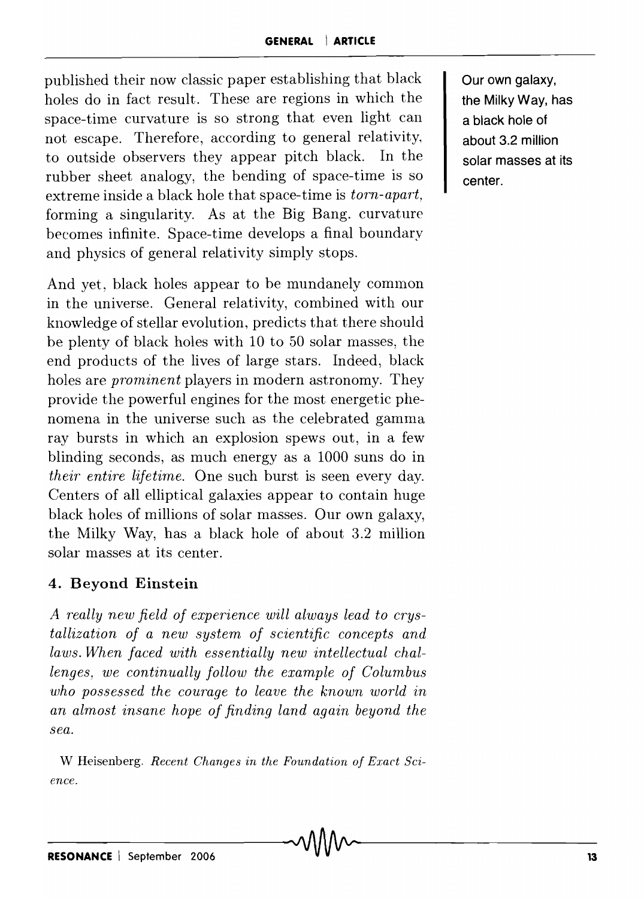published their now classic paper establishing that black holes do in fact result. These are regions in which the space-time curvature is so strong that even light can not escape. Therefore, according to general relativity, to outside observers they appear pitch black. In the rubber sheet analogy, the bending of space-time is so extreme inside a black hole that space-time is *torn-apart*, forming a singularity. As at the Big Bang, curvature becomes infinite. Space-time develops a final boundary and physics of general relativity simply stops.

Our own galaxy, the Milky Way, has a black hole of about 3.2 million solar masses at its center.

And yet, black holes appear to be mundanely common in the universe. General relativity, combined with our knowledge of stellar evolution, predicts that there should be plenty of black holes with 10 to 50 solar masses, the end products of the lives of large stars. Indeed, black holes are *prominent* players in modern astronomy. They provide the powerful engines for the most energetic phenomena in the universe such as the celebrated gamma ray bursts in which an explosion spews out, in a few blinding seconds, as much energy as a 1000 suns do in *their entire lifetime*. One such burst is seen every day. Centers of all elliptical galaxies appear to contain huge black holes of millions of solar masses. Our own galaxy, the Milky Way, has a black hole of about 3.2 million solar masses at its center.

## 4. Beyond Einstein

*A really new field of experience will always lead to crystallization of a new system of scientific concepts and laws. When faced with essentially new intellectual challenges, we continually follow the example of Columbus who possessed the courage to leave the known world in an almost insane hope of finding land again beyond the sea.*

W Heisenberg. *Recent Changes in the Foundation of Exact Science.*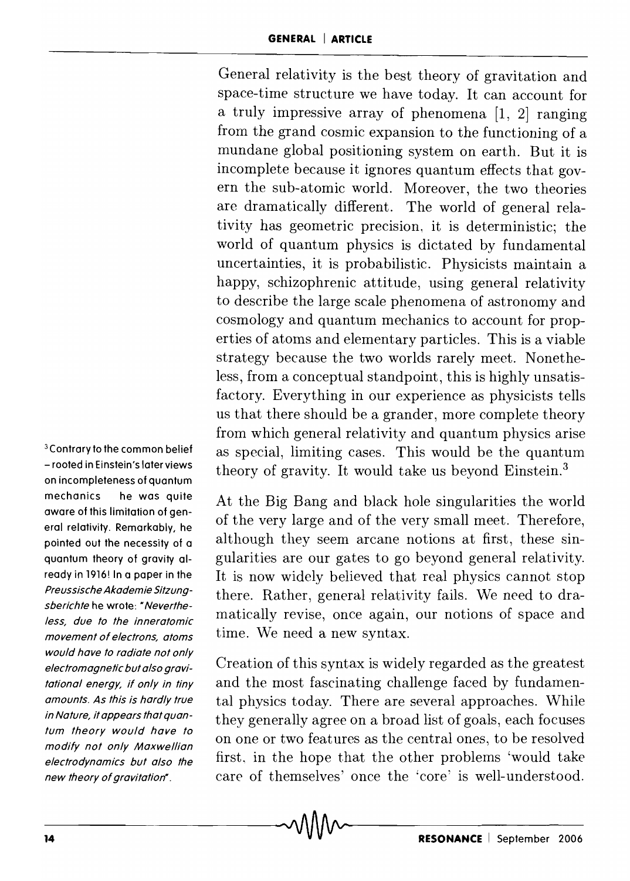General relativity is the best theory of gravitation and space-time structure we have today. It can account for a truly impressive array of phenomena [1, 2] ranging from the grand cosmic expansion to the functioning of a mundane global positioning system on earth. But it is incomplete because it ignores quantum effects that govern the sub-atomic world. Moreover, the two theories are dramatically different. The world of general relativity has geometric precision, it is deterministic; the world of quantum physics is dictated by fundamental uncertainties, it is probabilistic. Physicists maintain a happy, schizophrenic attitude, using general relativity to describe the large scale phenomena of astronomy and cosmology and quantum mechanics to account for properties of atoms and elementary particles. This is a viable strategy because the two worlds rarely meet. Nonetheless, from a conceptual standpoint, this is highly unsatisfactory. Everything in our experience as physicists tells us that there should be a grander, more complete theory from which general relativity and quantum physics arise as special, limiting cases. This would be the quantum theory of gravity. It would take us beyond Einstein.[3]

At the Big Bang and black hole singularities the world of the very large and of the very small meet. Therefore, although they seem arcane notions at first, these singularities are our gates to go beyond general relativity. It is now widely believed that real physics cannot stop there. Rather, general relativity fails. We need to dramatically revise, once again, our notions of space and time. We need a new syntax.

Creation of this syntax is widely regarded as the greatest and the most fascinating challenge faced by fundamental physics today. There are several approaches. While they generally agree on a broad list of goals, each focuses on one or two features as the central ones, to be resolved first, in the hope that the other problems 'would take care of themselves' once the 'core' is well-understood.

[3] Contrary to the common belief – rooted in Einstein's later views on incompleteness of quantum mechanics – he was quite aware of this limitation of general relativity. Remarkably, he pointed out the necessity of a quantum theory of gravity already in 1916! In a paper in the *Preussische Akademie Sitzungsberichte* he wrote: "*Nevertheless, due to the inneratomic movement of electrons, atoms would have to radiate not only electromagnetic but also gravitational energy, if only in tiny amounts. As this is hardly true in Nature, it appears that quantum theory would have to modify not only Maxwellian electrodynamics but also the new theory of gravitation*".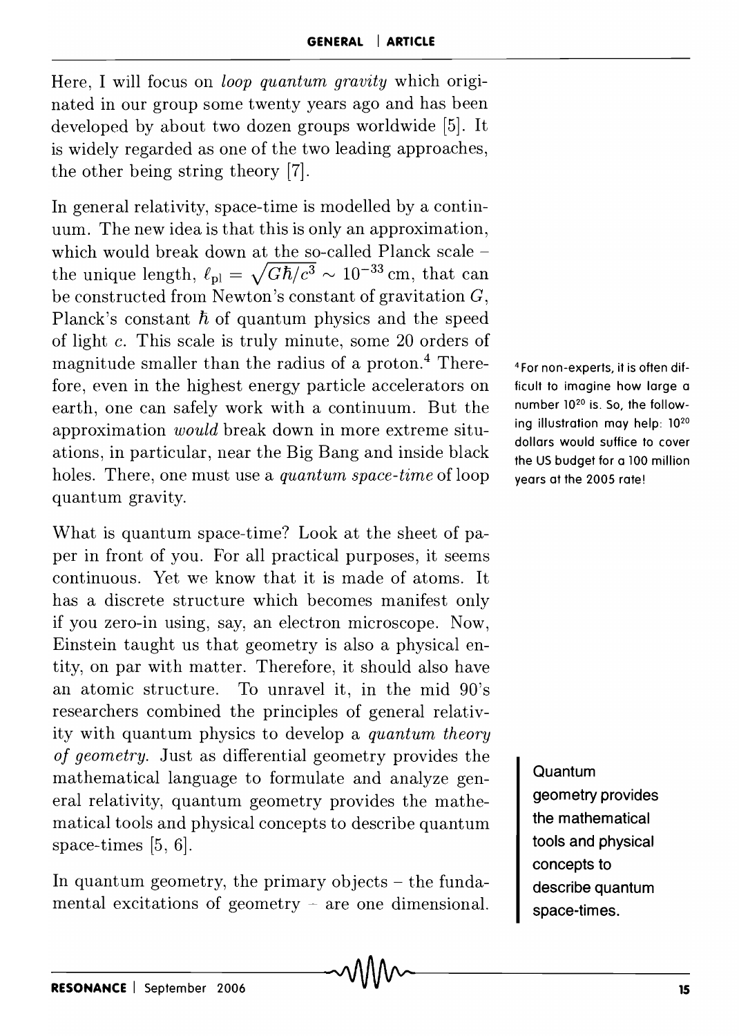Here, I will focus on *loop quantum gravity* which originated in our group some twenty years ago and has been developed by about two dozen groups worldwide [5]. It is widely regarded as one of the two leading approaches, the other being string theory [7].

In general relativity, space-time is modelled by a continuum. The new idea is that this is only an approximation, which would break down at the so-called Planck scale – the unique length, $\ell_{\rm pl} = \sqrt{G\hbar/c^3} \sim 10^{-33}\,\text{cm}$, that can be constructed from Newton's constant of gravitation $G$, Planck's constant $\hbar$ of quantum physics and the speed of light $c$. This scale is truly minute, some 20 orders of magnitude smaller than the radius of a proton.[4] Therefore, even in the highest energy particle accelerators on earth, one can safely work with a continuum. But the approximation *would* break down in more extreme situations, in particular, near the Big Bang and inside black holes. There, one must use a *quantum space-time* of loop quantum gravity.

[4] For non-experts, it is often difficult to imagine how large a number $10^{20}$ is. So, the following illustration may help: $10^{20}$ dollars would suffice to cover the US budget for a 100 million years at the 2005 rate!

What is quantum space-time? Look at the sheet of paper in front of you. For all practical purposes, it seems continuous. Yet we know that it is made of atoms. It has a discrete structure which becomes manifest only if you zero-in using, say, an electron microscope. Now, Einstein taught us that geometry is also a physical entity, on par with matter. Therefore, it should also have an atomic structure. To unravel it, in the mid 90's researchers combined the principles of general relativity with quantum physics to develop a *quantum theory of geometry*. Just as differential geometry provides the mathematical language to formulate and analyze general relativity, quantum geometry provides the mathematical tools and physical concepts to describe quantum space-times [5, 6].

> Quantum geometry provides the mathematical tools and physical concepts to describe quantum space-times.

In quantum geometry, the primary objects – the fundamental excitations of geometry – are one dimensional.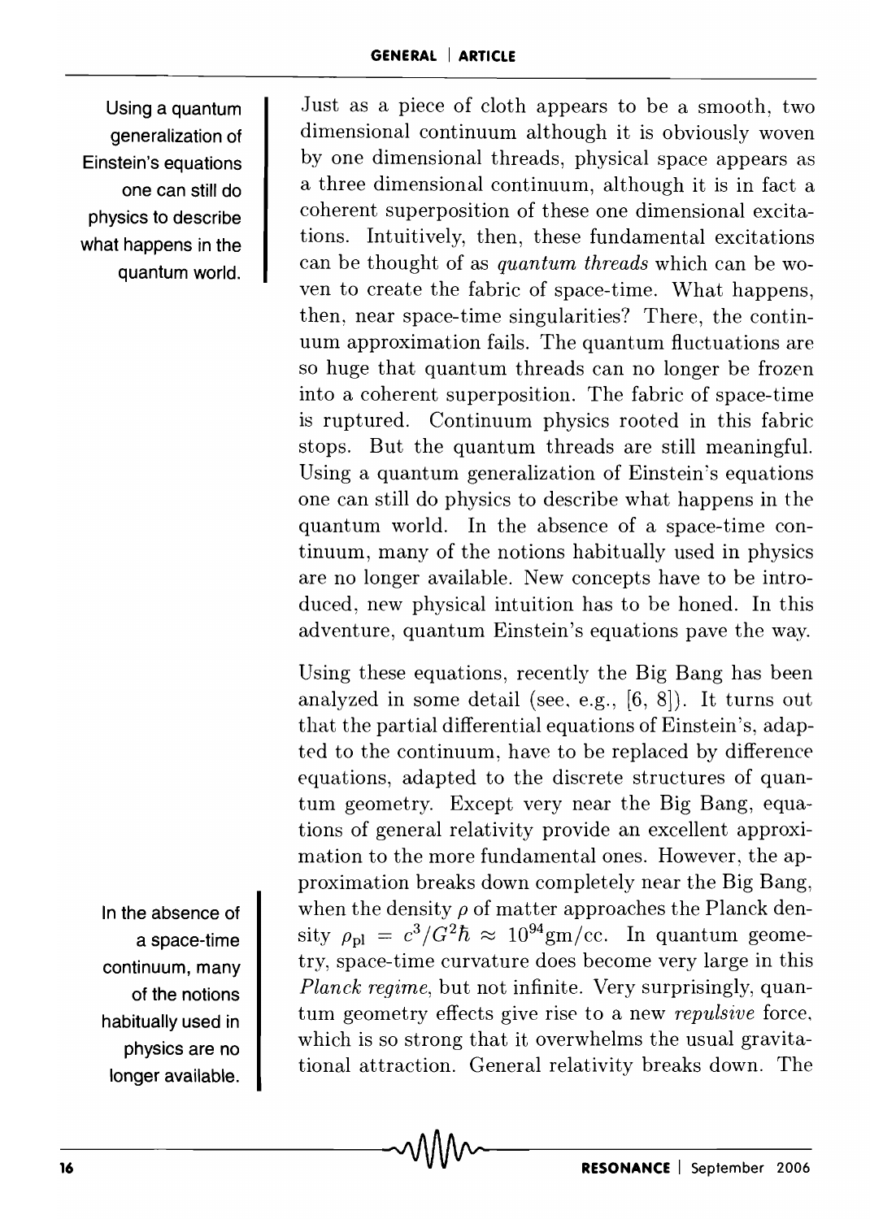Just as a piece of cloth appears to be a smooth, two dimensional continuum although it is obviously woven by one dimensional threads, physical space appears as a three dimensional continuum, although it is in fact a coherent superposition of these one dimensional excitations. Intuitively, then, these fundamental excitations can be thought of as *quantum threads* which can be woven to create the fabric of space-time. What happens, then, near space-time singularities? There, the continuum approximation fails. The quantum fluctuations are so huge that quantum threads can no longer be frozen into a coherent superposition. The fabric of space-time is ruptured. Continuum physics rooted in this fabric stops. But the quantum threads are still meaningful. Using a quantum generalization of Einstein's equations one can still do physics to describe what happens in the quantum world. In the absence of a space-time continuum, many of the notions habitually used in physics are no longer available. New concepts have to be introduced, new physical intuition has to be honed. In this adventure, quantum Einstein's equations pave the way.

> Using a quantum generalization of Einstein's equations one can still do physics to describe what happens in the quantum world.

Using these equations, recently the Big Bang has been analyzed in some detail (see, e.g., [6, 8]). It turns out that the partial differential equations of Einstein's, adapted to the continuum, have to be replaced by difference equations, adapted to the discrete structures of quantum geometry. Except very near the Big Bang, equations of general relativity provide an excellent approximation to the more fundamental ones. However, the approximation breaks down completely near the Big Bang, when the density $\rho$ of matter approaches the Planck density $\rho_{\text{pl}} = c^3/G^2\hbar \approx 10^{94}\text{gm/cc}$. In quantum geometry, space-time curvature does become very large in this *Planck regime*, but not infinite. Very surprisingly, quantum geometry effects give rise to a new *repulsive* force, which is so strong that it overwhelms the usual gravitational attraction. General relativity breaks down. The

> In the absence of a space-time continuum, many of the notions habitually used in physics are no longer available.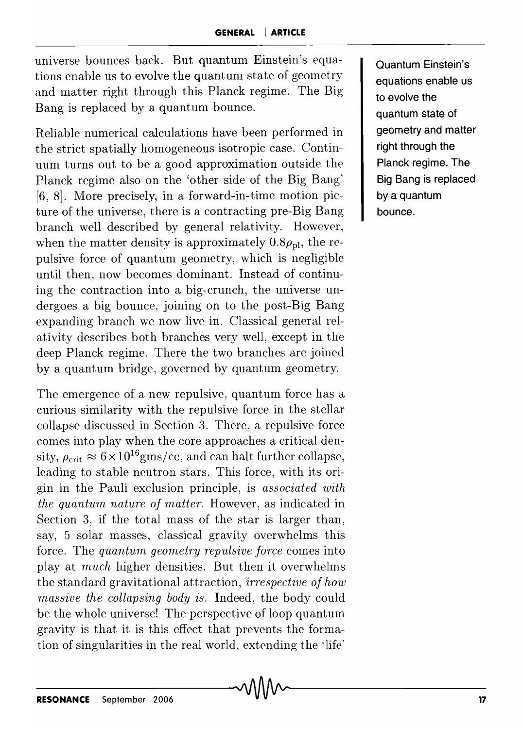universe bounces back. But quantum Einstein's equations enable us to evolve the quantum state of geometry and matter right through this Planck regime. The Big Bang is replaced by a quantum bounce.

Quantum Einstein's equations enable us to evolve the quantum state of geometry and matter right through the Planck regime. The Big Bang is replaced by a quantum bounce.

Reliable numerical calculations have been performed in the strict spatially homogeneous isotropic case. Continuum turns out to be a good approximation outside the Planck regime also on the 'other side of the Big Bang' [6, 8]. More precisely, in a forward-in-time motion picture of the universe, there is a contracting pre-Big Bang branch well described by general relativity. However, when the matter density is approximately $0.8\rho_{\rm pl}$, the repulsive force of quantum geometry, which is negligible until then, now becomes dominant. Instead of continuing the contraction into a big-crunch, the universe undergoes a big bounce, joining on to the post-Big Bang expanding branch we now live in. Classical general relativity describes both branches very well, except in the deep Planck regime. There the two branches are joined by a quantum bridge, governed by quantum geometry.

The emergence of a new repulsive, quantum force has a curious similarity with the repulsive force in the stellar collapse discussed in Section 3. There, a repulsive force comes into play when the core approaches a critical density, $\rho_{\rm crit} \approx 6 \times 10^{16}$gms/cc, and can halt further collapse, leading to stable neutron stars. This force, with its origin in the Pauli exclusion principle, is *associated with the quantum nature of matter.* However, as indicated in Section 3, if the total mass of the star is larger than, say, 5 solar masses, classical gravity overwhelms this force. The *quantum geometry repulsive force* comes into play at *much* higher densities. But then it overwhelms the standard gravitational attraction, *irrespective of how massive the collapsing body is.* Indeed, the body could be the whole universe! The perspective of loop quantum gravity is that it is this effect that prevents the formation of singularities in the real world, extending the 'life'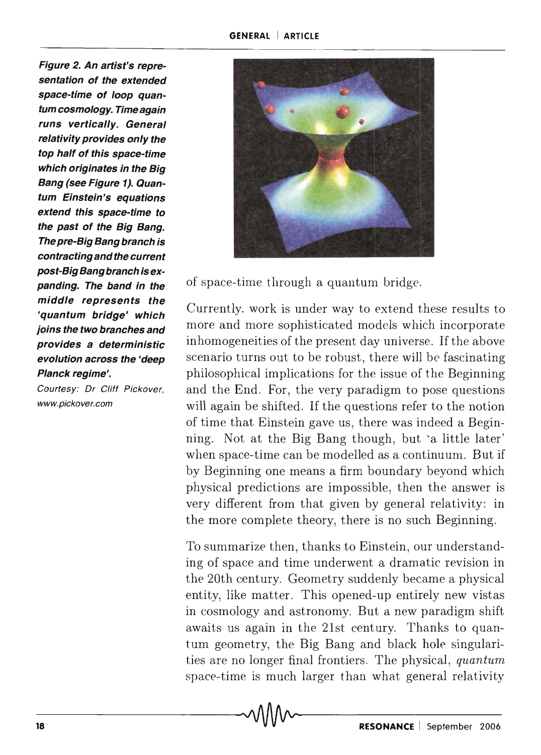**Figure 2. An artist's representation of the extended space-time of loop quantum cosmology. Time again runs vertically. General relativity provides only the top half of this space-time which originates in the Big Bang (see Figure 1). Quantum Einstein's equations extend this space-time to the past of the Big Bang. The pre-Big Bang branch is contracting and the current post-Big Bang branch is expanding. The band in the middle represents the 'quantum bridge' which joins the two branches and provides a deterministic evolution across the 'deep Planck regime'.**

*Courtesy: Dr Cliff Pickover, www.pickover.com*

of space-time through a quantum bridge.

Currently, work is under way to extend these results to more and more sophisticated models which incorporate inhomogeneities of the present day universe. If the above scenario turns out to be robust, there will be fascinating philosophical implications for the issue of the Beginning and the End. For, the very paradigm to pose questions will again be shifted. If the questions refer to the notion of time that Einstein gave us, there was indeed a Beginning. Not at the Big Bang though, but 'a little later' when space-time can be modelled as a continuum. But if by Beginning one means a firm boundary beyond which physical predictions are impossible, then the answer is very different from that given by general relativity: in the more complete theory, there is no such Beginning.

To summarize then, thanks to Einstein, our understanding of space and time underwent a dramatic revision in the 20th century. Geometry suddenly became a physical entity, like matter. This opened-up entirely new vistas in cosmology and astronomy. But a new paradigm shift awaits us again in the 21st century. Thanks to quantum geometry, the Big Bang and black hole singularities are no longer final frontiers. The physical, *quantum* space-time is much larger than what general relativity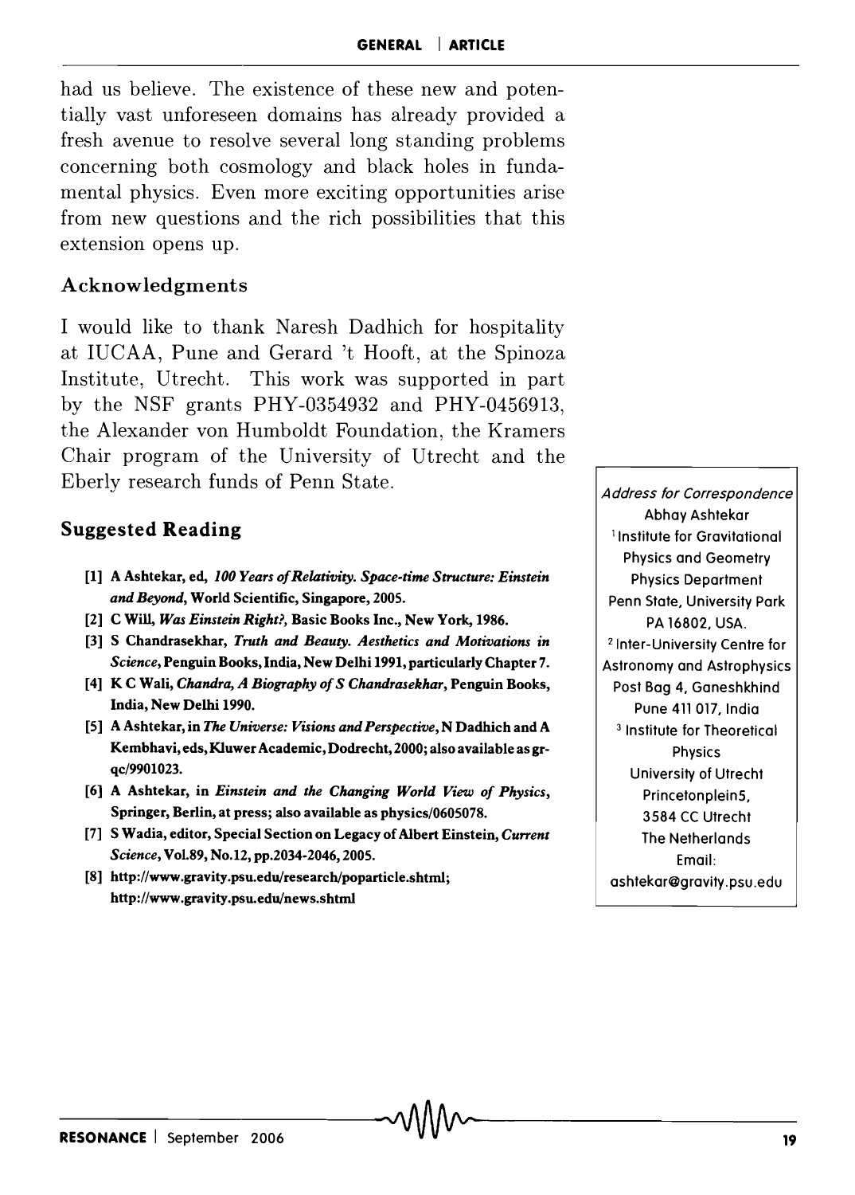had us believe. The existence of these new and potentially vast unforeseen domains has already provided a fresh avenue to resolve several long standing problems concerning both cosmology and black holes in fundamental physics. Even more exciting opportunities arise from new questions and the rich possibilities that this extension opens up.

### Acknowledgments

I would like to thank Naresh Dadhich for hospitality at IUCAA, Pune and Gerard 't Hooft, at the Spinoza Institute, Utrecht. This work was supported in part by the NSF grants PHY-0354932 and PHY-0456913, the Alexander von Humboldt Foundation, the Kramers Chair program of the University of Utrecht and the Eberly research funds of Penn State.

## Suggested Reading

[1] A Ashtekar, ed, *100 Years of Relativity. Space-time Structure: Einstein and Beyond*, World Scientific, Singapore, 2005.

[2] C Will, *Was Einstein Right?*, Basic Books Inc., New York, 1986.

[3] S Chandrasekhar, *Truth and Beauty. Aesthetics and Motivations in Science*, Penguin Books, India, New Delhi 1991, particularly Chapter 7.

[4] K C Wali, *Chandra, A Biography of S Chandrasekhar*, Penguin Books, India, New Delhi 1990.

[5] A Ashtekar, in *The Universe: Visions and Perspective*, N Dadhich and A Kembhavi, eds, Kluwer Academic, Dodrecht, 2000; also available as gr-qc/9901023.

[6] A Ashtekar, in *Einstein and the Changing World View of Physics*, Springer, Berlin, at press; also available as physics/0605078.

[7] S Wadia, editor, Special Section on Legacy of Albert Einstein, *Current Science*, Vol.89, No.12, pp.2034-2046, 2005.

[8] http://www.gravity.psu.edu/research/poparticle.shtml; http://www.gravity.psu.edu/news.shtml

*Address for Correspondence*
Abhay Ashtekar
[1] Institute for Gravitational Physics and Geometry
Physics Department
Penn State, University Park
PA 16802, USA.
[2] Inter-University Centre for Astronomy and Astrophysics
Post Bag 4, Ganeshkhind
Pune 411 017, India
[3] Institute for Theoretical Physics
University of Utrecht
Princetonplein5,
3584 CC Utrecht
The Netherlands
Email:
ashtekar@gravity.psu.edu